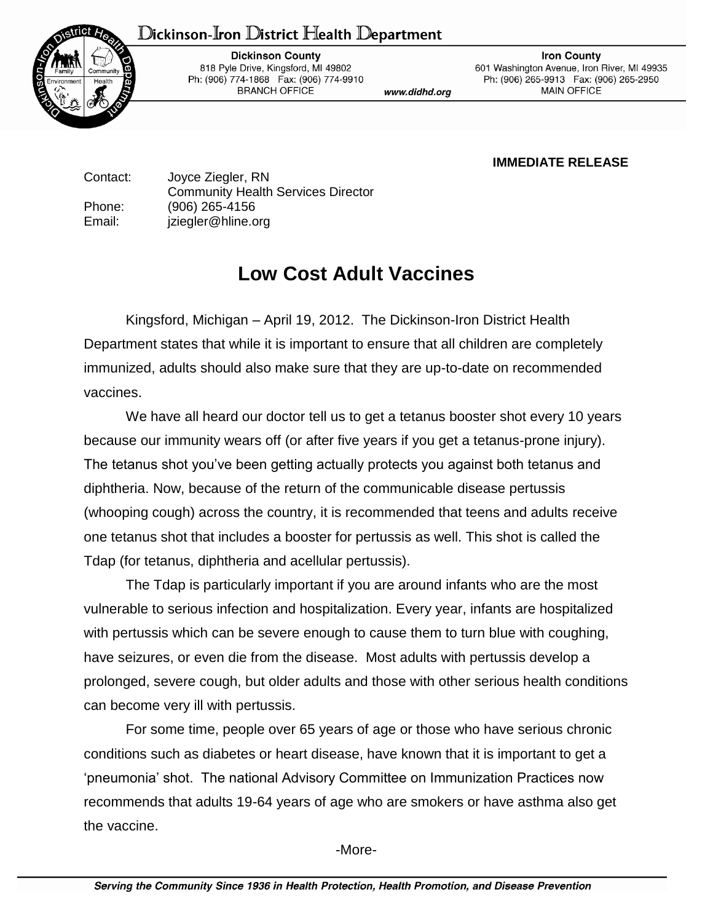Dickinson-Iron District Health Department

**Dickinson County**
818 Pyle Drive, Kingsford, MI 49802
Ph: (906) 774-1868 Fax: (906) 774-9910
BRANCH OFFICE

*www.didhd.org*

**Iron County**
601 Washington Avenue, Iron River, MI 49935
Ph: (906) 265-9913 Fax: (906) 265-2950
MAIN OFFICE

**IMMEDIATE RELEASE**

Contact: Joyce Ziegler, RN
Community Health Services Director
Phone: (906) 265-4156
Email: jziegler@hline.org

# Low Cost Adult Vaccines

Kingsford, Michigan – April 19, 2012. The Dickinson-Iron District Health Department states that while it is important to ensure that all children are completely immunized, adults should also make sure that they are up-to-date on recommended vaccines.

We have all heard our doctor tell us to get a tetanus booster shot every 10 years because our immunity wears off (or after five years if you get a tetanus-prone injury). The tetanus shot you've been getting actually protects you against both tetanus and diphtheria. Now, because of the return of the communicable disease pertussis (whooping cough) across the country, it is recommended that teens and adults receive one tetanus shot that includes a booster for pertussis as well. This shot is called the Tdap (for tetanus, diphtheria and acellular pertussis).

The Tdap is particularly important if you are around infants who are the most vulnerable to serious infection and hospitalization. Every year, infants are hospitalized with pertussis which can be severe enough to cause them to turn blue with coughing, have seizures, or even die from the disease. Most adults with pertussis develop a prolonged, severe cough, but older adults and those with other serious health conditions can become very ill with pertussis.

For some time, people over 65 years of age or those who have serious chronic conditions such as diabetes or heart disease, have known that it is important to get a 'pneumonia' shot. The national Advisory Committee on Immunization Practices now recommends that adults 19-64 years of age who are smokers or have asthma also get the vaccine.

-More-

*Serving the Community Since 1936 in Health Protection, Health Promotion, and Disease Prevention*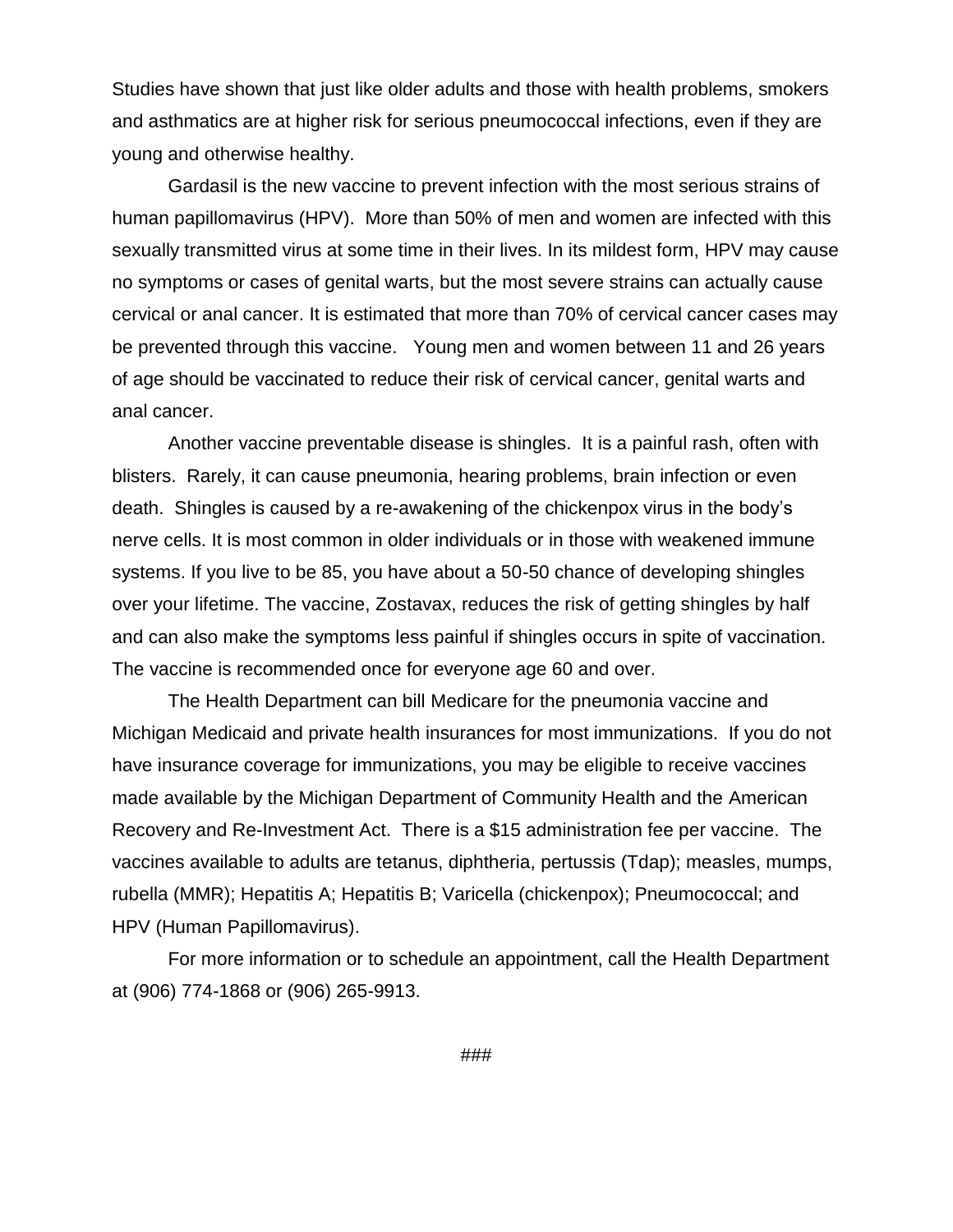Studies have shown that just like older adults and those with health problems, smokers and asthmatics are at higher risk for serious pneumococcal infections, even if they are young and otherwise healthy.

Gardasil is the new vaccine to prevent infection with the most serious strains of human papillomavirus (HPV). More than 50% of men and women are infected with this sexually transmitted virus at some time in their lives. In its mildest form, HPV may cause no symptoms or cases of genital warts, but the most severe strains can actually cause cervical or anal cancer. It is estimated that more than 70% of cervical cancer cases may be prevented through this vaccine. Young men and women between 11 and 26 years of age should be vaccinated to reduce their risk of cervical cancer, genital warts and anal cancer.

Another vaccine preventable disease is shingles. It is a painful rash, often with blisters. Rarely, it can cause pneumonia, hearing problems, brain infection or even death. Shingles is caused by a re-awakening of the chickenpox virus in the body's nerve cells. It is most common in older individuals or in those with weakened immune systems. If you live to be 85, you have about a 50-50 chance of developing shingles over your lifetime. The vaccine, Zostavax, reduces the risk of getting shingles by half and can also make the symptoms less painful if shingles occurs in spite of vaccination. The vaccine is recommended once for everyone age 60 and over.

The Health Department can bill Medicare for the pneumonia vaccine and Michigan Medicaid and private health insurances for most immunizations. If you do not have insurance coverage for immunizations, you may be eligible to receive vaccines made available by the Michigan Department of Community Health and the American Recovery and Re-Investment Act. There is a $15 administration fee per vaccine. The vaccines available to adults are tetanus, diphtheria, pertussis (Tdap); measles, mumps, rubella (MMR); Hepatitis A; Hepatitis B; Varicella (chickenpox); Pneumococcal; and HPV (Human Papillomavirus).

For more information or to schedule an appointment, call the Health Department at (906) 774-1868 or (906) 265-9913.

###